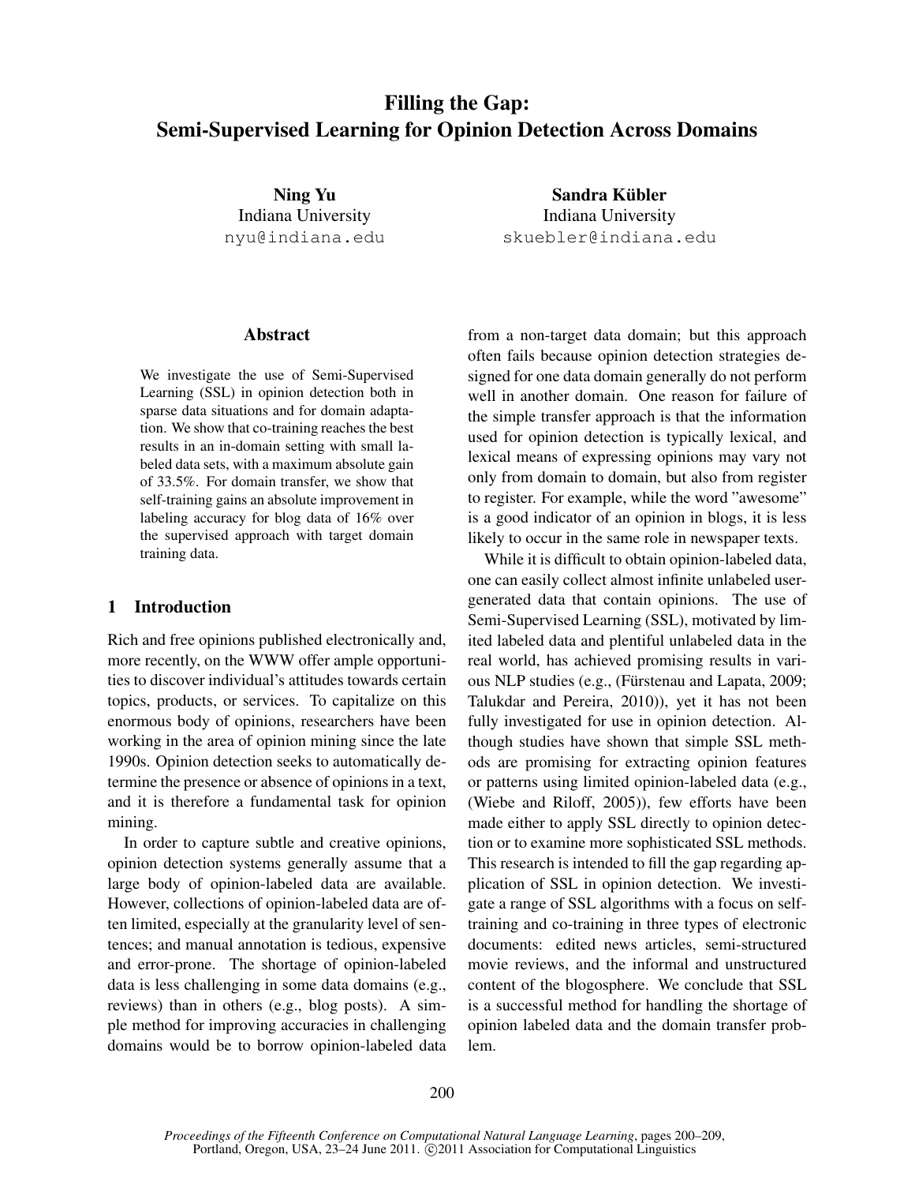# Filling the Gap: Semi-Supervised Learning for Opinion Detection Across Domains

**Ning Yu**
Indiana University
nyu@indiana.edu

**Sandra Kübler**
Indiana University
skuebler@indiana.edu

## Abstract

We investigate the use of Semi-Supervised Learning (SSL) in opinion detection both in sparse data situations and for domain adaptation. We show that co-training reaches the best results in an in-domain setting with small labeled data sets, with a maximum absolute gain of 33.5%. For domain transfer, we show that self-training gains an absolute improvement in labeling accuracy for blog data of 16% over the supervised approach with target domain training data.

## 1 Introduction

Rich and free opinions published electronically and, more recently, on the WWW offer ample opportunities to discover individual's attitudes towards certain topics, products, or services. To capitalize on this enormous body of opinions, researchers have been working in the area of opinion mining since the late 1990s. Opinion detection seeks to automatically determine the presence or absence of opinions in a text, and it is therefore a fundamental task for opinion mining.

In order to capture subtle and creative opinions, opinion detection systems generally assume that a large body of opinion-labeled data are available. However, collections of opinion-labeled data are often limited, especially at the granularity level of sentences; and manual annotation is tedious, expensive and error-prone. The shortage of opinion-labeled data is less challenging in some data domains (e.g., reviews) than in others (e.g., blog posts). A simple method for improving accuracies in challenging domains would be to borrow opinion-labeled data from a non-target data domain; but this approach often fails because opinion detection strategies designed for one data domain generally do not perform well in another domain. One reason for failure of the simple transfer approach is that the information used for opinion detection is typically lexical, and lexical means of expressing opinions may vary not only from domain to domain, but also from register to register. For example, while the word "awesome" is a good indicator of an opinion in blogs, it is less likely to occur in the same role in newspaper texts.

While it is difficult to obtain opinion-labeled data, one can easily collect almost infinite unlabeled user-generated data that contain opinions. The use of Semi-Supervised Learning (SSL), motivated by limited labeled data and plentiful unlabeled data in the real world, has achieved promising results in various NLP studies (e.g., (Fürstenau and Lapata, 2009; Talukdar and Pereira, 2010)), yet it has not been fully investigated for use in opinion detection. Although studies have shown that simple SSL methods are promising for extracting opinion features or patterns using limited opinion-labeled data (e.g., (Wiebe and Riloff, 2005)), few efforts have been made either to apply SSL directly to opinion detection or to examine more sophisticated SSL methods. This research is intended to fill the gap regarding application of SSL in opinion detection. We investigate a range of SSL algorithms with a focus on self-training and co-training in three types of electronic documents: edited news articles, semi-structured movie reviews, and the informal and unstructured content of the blogosphere. We conclude that SSL is a successful method for handling the shortage of opinion labeled data and the domain transfer problem.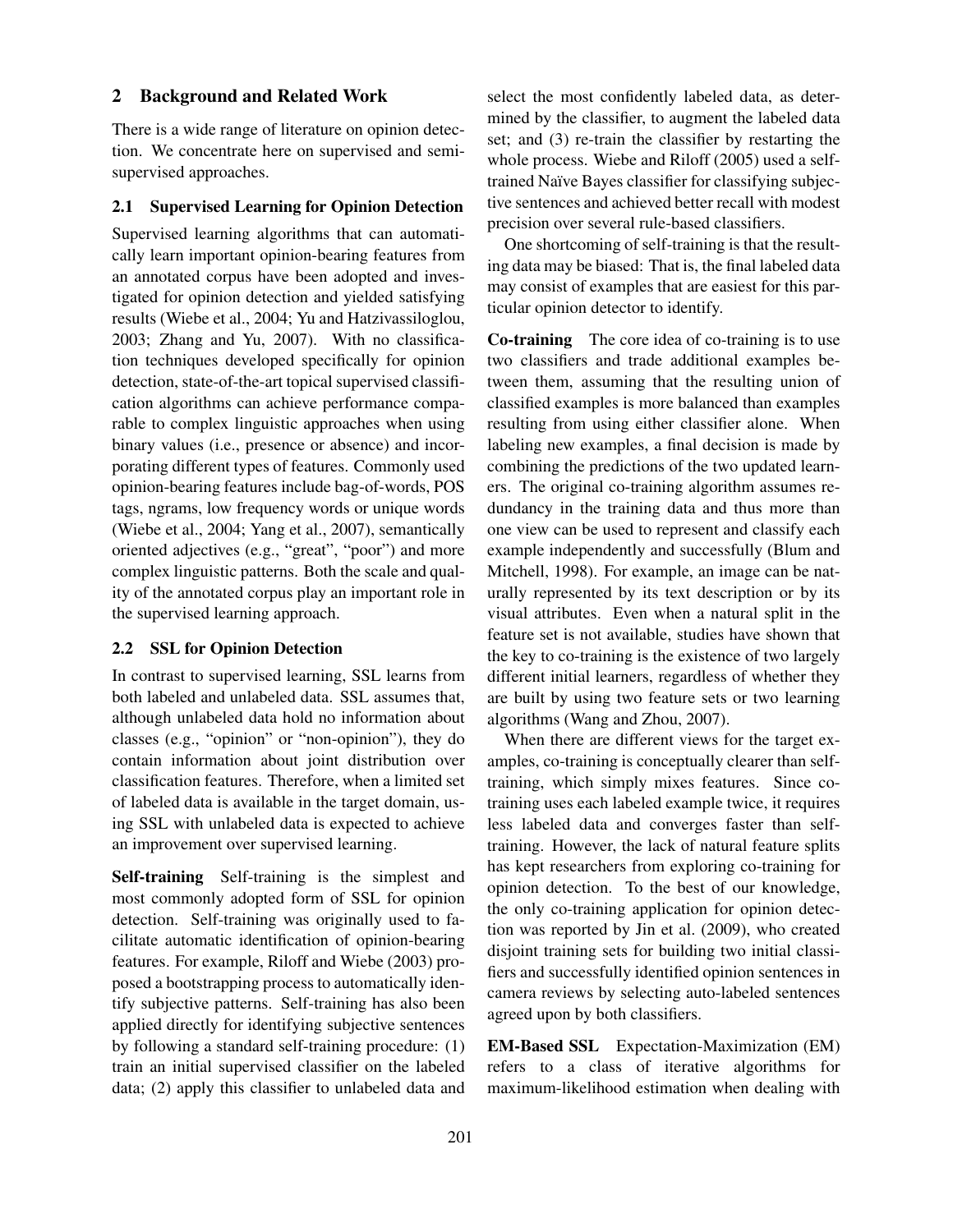## 2 Background and Related Work

There is a wide range of literature on opinion detection. We concentrate here on supervised and semi-supervised approaches.

### 2.1 Supervised Learning for Opinion Detection

Supervised learning algorithms that can automatically learn important opinion-bearing features from an annotated corpus have been adopted and investigated for opinion detection and yielded satisfying results (Wiebe et al., 2004; Yu and Hatzivassiloglou, 2003; Zhang and Yu, 2007). With no classification techniques developed specifically for opinion detection, state-of-the-art topical supervised classification algorithms can achieve performance comparable to complex linguistic approaches when using binary values (i.e., presence or absence) and incorporating different types of features. Commonly used opinion-bearing features include bag-of-words, POS tags, ngrams, low frequency words or unique words (Wiebe et al., 2004; Yang et al., 2007), semantically oriented adjectives (e.g., "great", "poor") and more complex linguistic patterns. Both the scale and quality of the annotated corpus play an important role in the supervised learning approach.

### 2.2 SSL for Opinion Detection

In contrast to supervised learning, SSL learns from both labeled and unlabeled data. SSL assumes that, although unlabeled data hold no information about classes (e.g., "opinion" or "non-opinion"), they do contain information about joint distribution over classification features. Therefore, when a limited set of labeled data is available in the target domain, using SSL with unlabeled data is expected to achieve an improvement over supervised learning.

**Self-training** Self-training is the simplest and most commonly adopted form of SSL for opinion detection. Self-training was originally used to facilitate automatic identification of opinion-bearing features. For example, Riloff and Wiebe (2003) proposed a bootstrapping process to automatically identify subjective patterns. Self-training has also been applied directly for identifying subjective sentences by following a standard self-training procedure: (1) train an initial supervised classifier on the labeled data; (2) apply this classifier to unlabeled data and select the most confidently labeled data, as determined by the classifier, to augment the labeled data set; and (3) re-train the classifier by restarting the whole process. Wiebe and Riloff (2005) used a self-trained Naïve Bayes classifier for classifying subjective sentences and achieved better recall with modest precision over several rule-based classifiers.

One shortcoming of self-training is that the resulting data may be biased: That is, the final labeled data may consist of examples that are easiest for this particular opinion detector to identify.

**Co-training** The core idea of co-training is to use two classifiers and trade additional examples between them, assuming that the resulting union of classified examples is more balanced than examples resulting from using either classifier alone. When labeling new examples, a final decision is made by combining the predictions of the two updated learners. The original co-training algorithm assumes redundancy in the training data and thus more than one view can be used to represent and classify each example independently and successfully (Blum and Mitchell, 1998). For example, an image can be naturally represented by its text description or by its visual attributes. Even when a natural split in the feature set is not available, studies have shown that the key to co-training is the existence of two largely different initial learners, regardless of whether they are built by using two feature sets or two learning algorithms (Wang and Zhou, 2007).

When there are different views for the target examples, co-training is conceptually clearer than self-training, which simply mixes features. Since co-training uses each labeled example twice, it requires less labeled data and converges faster than self-training. However, the lack of natural feature splits has kept researchers from exploring co-training for opinion detection. To the best of our knowledge, the only co-training application for opinion detection was reported by Jin et al. (2009), who created disjoint training sets for building two initial classifiers and successfully identified opinion sentences in camera reviews by selecting auto-labeled sentences agreed upon by both classifiers.

**EM-Based SSL** Expectation-Maximization (EM) refers to a class of iterative algorithms for maximum-likelihood estimation when dealing with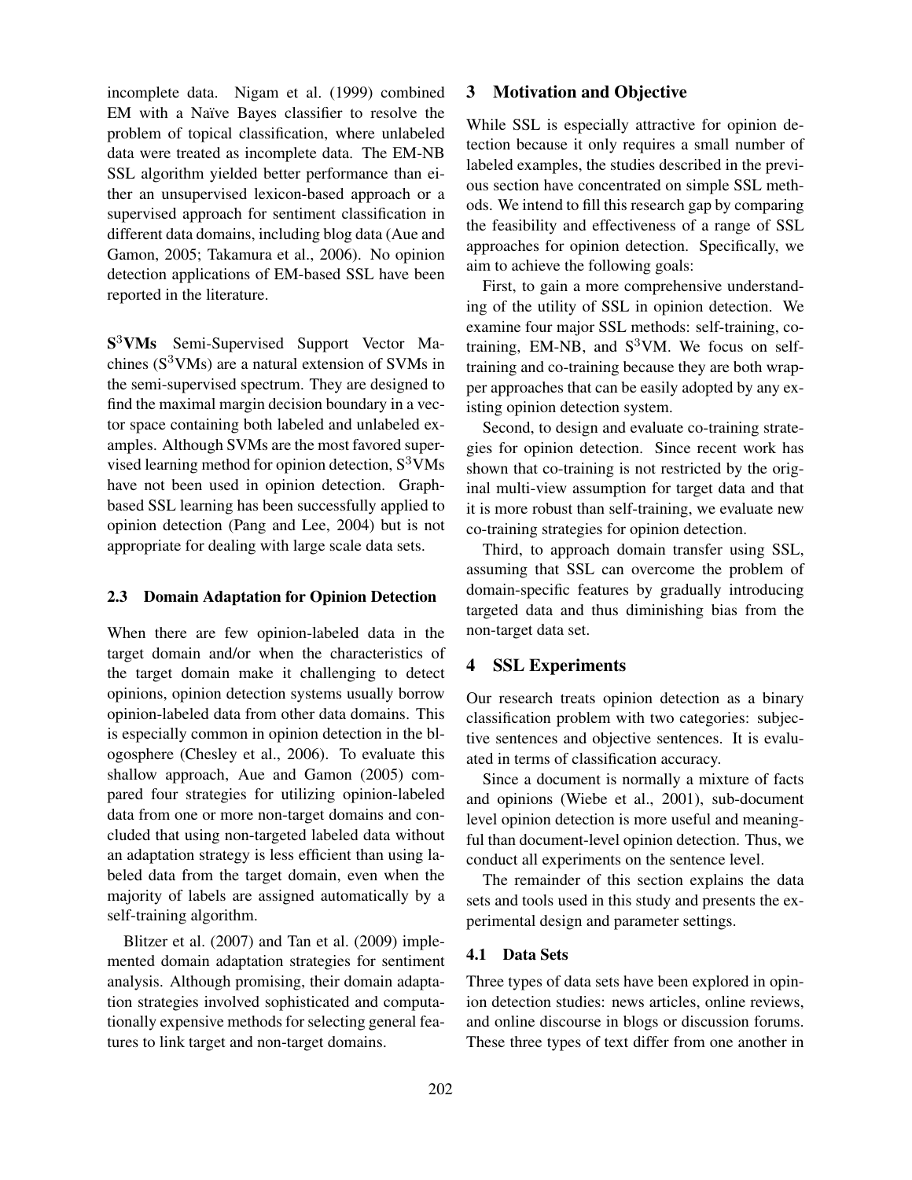incomplete data. Nigam et al. (1999) combined EM with a Naïve Bayes classifier to resolve the problem of topical classification, where unlabeled data were treated as incomplete data. The EM-NB SSL algorithm yielded better performance than either an unsupervised lexicon-based approach or a supervised approach for sentiment classification in different data domains, including blog data (Aue and Gamon, 2005; Takamura et al., 2006). No opinion detection applications of EM-based SSL have been reported in the literature.

**S$^3$VMs** Semi-Supervised Support Vector Machines (S$^3$VMs) are a natural extension of SVMs in the semi-supervised spectrum. They are designed to find the maximal margin decision boundary in a vector space containing both labeled and unlabeled examples. Although SVMs are the most favored supervised learning method for opinion detection, S$^3$VMs have not been used in opinion detection. Graph-based SSL learning has been successfully applied to opinion detection (Pang and Lee, 2004) but is not appropriate for dealing with large scale data sets.

### 2.3 Domain Adaptation for Opinion Detection

When there are few opinion-labeled data in the target domain and/or when the characteristics of the target domain make it challenging to detect opinions, opinion detection systems usually borrow opinion-labeled data from other data domains. This is especially common in opinion detection in the blogosphere (Chesley et al., 2006). To evaluate this shallow approach, Aue and Gamon (2005) compared four strategies for utilizing opinion-labeled data from one or more non-target domains and concluded that using non-targeted labeled data without an adaptation strategy is less efficient than using labeled data from the target domain, even when the majority of labels are assigned automatically by a self-training algorithm.

Blitzer et al. (2007) and Tan et al. (2009) implemented domain adaptation strategies for sentiment analysis. Although promising, their domain adaptation strategies involved sophisticated and computationally expensive methods for selecting general features to link target and non-target domains.

## 3 Motivation and Objective

While SSL is especially attractive for opinion detection because it only requires a small number of labeled examples, the studies described in the previous section have concentrated on simple SSL methods. We intend to fill this research gap by comparing the feasibility and effectiveness of a range of SSL approaches for opinion detection. Specifically, we aim to achieve the following goals:

First, to gain a more comprehensive understanding of the utility of SSL in opinion detection. We examine four major SSL methods: self-training, co-training, EM-NB, and S$^3$VM. We focus on self-training and co-training because they are both wrapper approaches that can be easily adopted by any existing opinion detection system.

Second, to design and evaluate co-training strategies for opinion detection. Since recent work has shown that co-training is not restricted by the original multi-view assumption for target data and that it is more robust than self-training, we evaluate new co-training strategies for opinion detection.

Third, to approach domain transfer using SSL, assuming that SSL can overcome the problem of domain-specific features by gradually introducing targeted data and thus diminishing bias from the non-target data set.

## 4 SSL Experiments

Our research treats opinion detection as a binary classification problem with two categories: subjective sentences and objective sentences. It is evaluated in terms of classification accuracy.

Since a document is normally a mixture of facts and opinions (Wiebe et al., 2001), sub-document level opinion detection is more useful and meaningful than document-level opinion detection. Thus, we conduct all experiments on the sentence level.

The remainder of this section explains the data sets and tools used in this study and presents the experimental design and parameter settings.

### 4.1 Data Sets

Three types of data sets have been explored in opinion detection studies: news articles, online reviews, and online discourse in blogs or discussion forums. These three types of text differ from one another in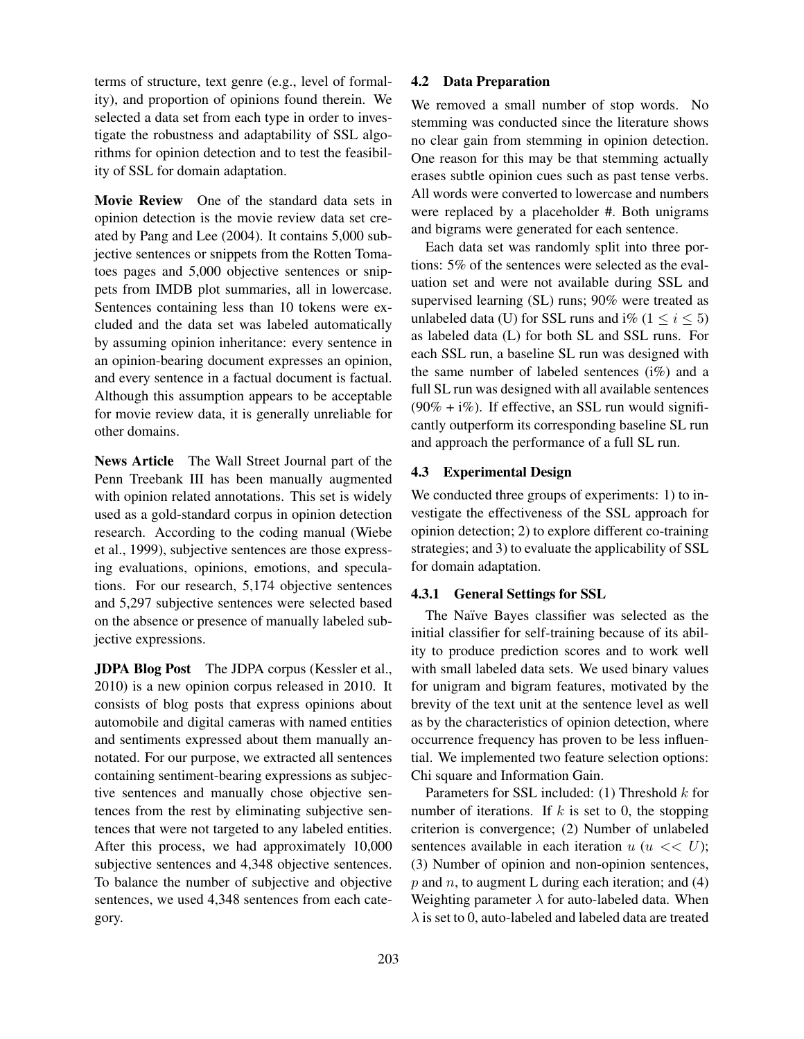terms of structure, text genre (e.g., level of formality), and proportion of opinions found therein. We selected a data set from each type in order to investigate the robustness and adaptability of SSL algorithms for opinion detection and to test the feasibility of SSL for domain adaptation.

**Movie Review** One of the standard data sets in opinion detection is the movie review data set created by Pang and Lee (2004). It contains 5,000 subjective sentences or snippets from the Rotten Tomatoes pages and 5,000 objective sentences or snippets from IMDB plot summaries, all in lowercase. Sentences containing less than 10 tokens were excluded and the data set was labeled automatically by assuming opinion inheritance: every sentence in an opinion-bearing document expresses an opinion, and every sentence in a factual document is factual. Although this assumption appears to be acceptable for movie review data, it is generally unreliable for other domains.

**News Article** The Wall Street Journal part of the Penn Treebank III has been manually augmented with opinion related annotations. This set is widely used as a gold-standard corpus in opinion detection research. According to the coding manual (Wiebe et al., 1999), subjective sentences are those expressing evaluations, opinions, emotions, and speculations. For our research, 5,174 objective sentences and 5,297 subjective sentences were selected based on the absence or presence of manually labeled subjective expressions.

**JDPA Blog Post** The JDPA corpus (Kessler et al., 2010) is a new opinion corpus released in 2010. It consists of blog posts that express opinions about automobile and digital cameras with named entities and sentiments expressed about them manually annotated. For our purpose, we extracted all sentences containing sentiment-bearing expressions as subjective sentences and manually chose objective sentences from the rest by eliminating subjective sentences that were not targeted to any labeled entities. After this process, we had approximately 10,000 subjective sentences and 4,348 objective sentences. To balance the number of subjective and objective sentences, we used 4,348 sentences from each category.

### 4.2 Data Preparation

We removed a small number of stop words. No stemming was conducted since the literature shows no clear gain from stemming in opinion detection. One reason for this may be that stemming actually erases subtle opinion cues such as past tense verbs. All words were converted to lowercase and numbers were replaced by a placeholder #. Both unigrams and bigrams were generated for each sentence.

Each data set was randomly split into three portions: 5% of the sentences were selected as the evaluation set and were not available during SSL and supervised learning (SL) runs; 90% were treated as unlabeled data (U) for SSL runs and i% ($1 \leq i \leq 5$) as labeled data (L) for both SL and SSL runs. For each SSL run, a baseline SL run was designed with the same number of labeled sentences (i%) and a full SL run was designed with all available sentences (90% + i%). If effective, an SSL run would significantly outperform its corresponding baseline SL run and approach the performance of a full SL run.

### 4.3 Experimental Design

We conducted three groups of experiments: 1) to investigate the effectiveness of the SSL approach for opinion detection; 2) to explore different co-training strategies; and 3) to evaluate the applicability of SSL for domain adaptation.

#### 4.3.1 General Settings for SSL

The Naïve Bayes classifier was selected as the initial classifier for self-training because of its ability to produce prediction scores and to work well with small labeled data sets. We used binary values for unigram and bigram features, motivated by the brevity of the text unit at the sentence level as well as by the characteristics of opinion detection, where occurrence frequency has proven to be less influential. We implemented two feature selection options: Chi square and Information Gain.

Parameters for SSL included: (1) Threshold $k$ for number of iterations. If $k$ is set to 0, the stopping criterion is convergence; (2) Number of unlabeled sentences available in each iteration $u$ ($u << U$); (3) Number of opinion and non-opinion sentences, $p$ and $n$, to augment L during each iteration; and (4) Weighting parameter $\lambda$ for auto-labeled data. When $\lambda$ is set to 0, auto-labeled and labeled data are treated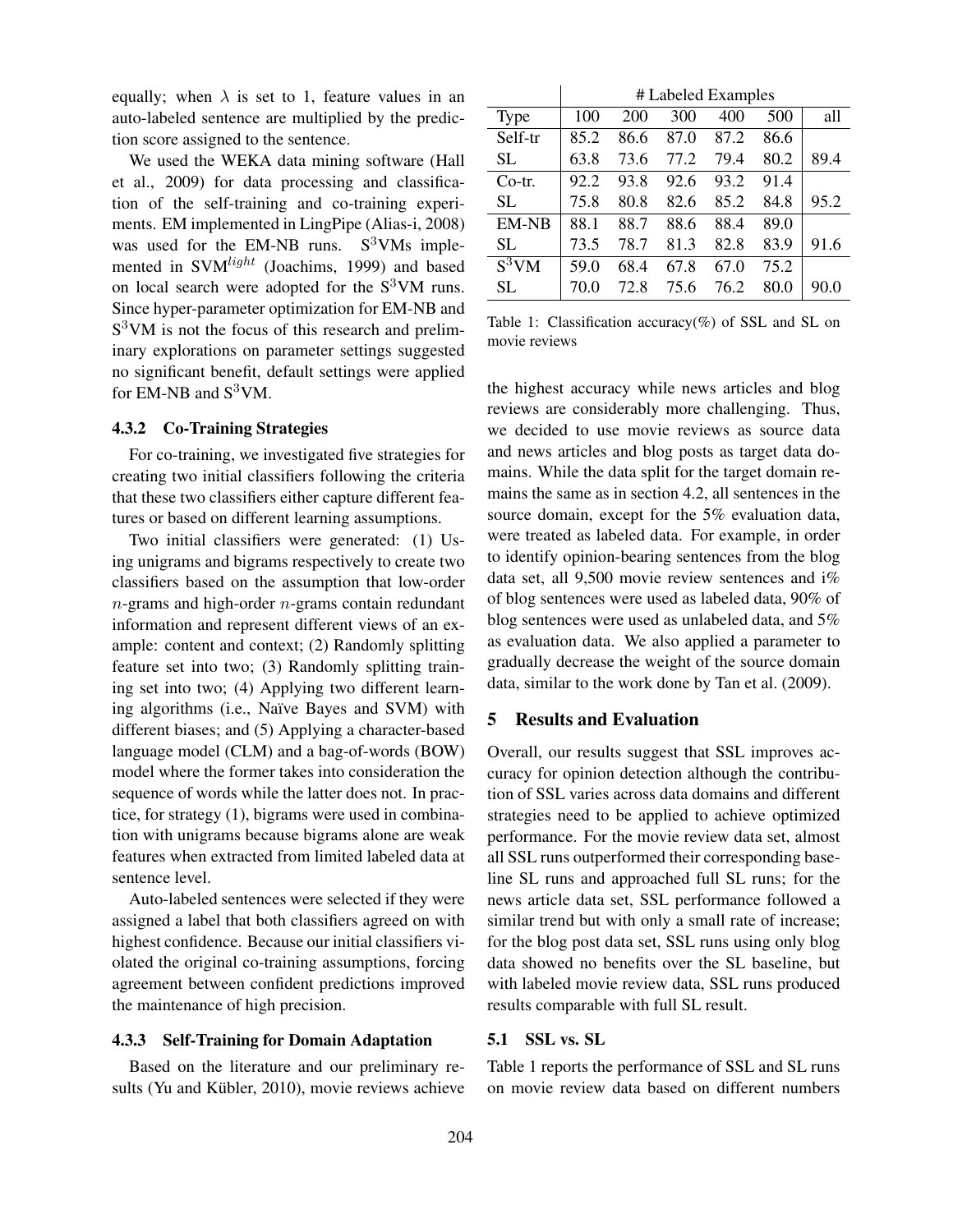equally; when $\lambda$ is set to 1, feature values in an auto-labeled sentence are multiplied by the prediction score assigned to the sentence.

We used the WEKA data mining software (Hall et al., 2009) for data processing and classification of the self-training and co-training experiments. EM implemented in LingPipe (Alias-i, 2008) was used for the EM-NB runs. $S^3$VMs implemented in SVM$^{light}$ (Joachims, 1999) and based on local search were adopted for the $S^3$VM runs. Since hyper-parameter optimization for EM-NB and $S^3$VM is not the focus of this research and preliminary explorations on parameter settings suggested no significant benefit, default settings were applied for EM-NB and $S^3$VM.

### 4.3.2 Co-Training Strategies

For co-training, we investigated five strategies for creating two initial classifiers following the criteria that these two classifiers either capture different features or based on different learning assumptions.

Two initial classifiers were generated: (1) Using unigrams and bigrams respectively to create two classifiers based on the assumption that low-order $n$-grams and high-order $n$-grams contain redundant information and represent different views of an example: content and context; (2) Randomly splitting feature set into two; (3) Randomly splitting training set into two; (4) Applying two different learning algorithms (i.e., Naïve Bayes and SVM) with different biases; and (5) Applying a character-based language model (CLM) and a bag-of-words (BOW) model where the former takes into consideration the sequence of words while the latter does not. In practice, for strategy (1), bigrams were used in combination with unigrams because bigrams alone are weak features when extracted from limited labeled data at sentence level.

Auto-labeled sentences were selected if they were assigned a label that both classifiers agreed on with highest confidence. Because our initial classifiers violated the original co-training assumptions, forcing agreement between confident predictions improved the maintenance of high precision.

### 4.3.3 Self-Training for Domain Adaptation

Based on the literature and our preliminary results (Yu and Kübler, 2010), movie reviews achieve the highest accuracy while news articles and blog reviews are considerably more challenging. Thus, we decided to use movie reviews as source data and news articles and blog posts as target data domains. While the data split for the target domain remains the same as in section 4.2, all sentences in the source domain, except for the 5% evaluation data, were treated as labeled data. For example, in order to identify opinion-bearing sentences from the blog data set, all 9,500 movie review sentences and i% of blog sentences were used as labeled data, 90% of blog sentences were used as unlabeled data, and 5% as evaluation data. We also applied a parameter to gradually decrease the weight of the source domain data, similar to the work done by Tan et al. (2009).

| | # Labeled Examples | | | | | |
|---|---|---|---|---|---|---|
| Type | 100 | 200 | 300 | 400 | 500 | all |
| Self-tr | 85.2 | 86.6 | 87.0 | 87.2 | 86.6 | |
| SL | 63.8 | 73.6 | 77.2 | 79.4 | 80.2 | 89.4 |
| Co-tr. | 92.2 | 93.8 | 92.6 | 93.2 | 91.4 | |
| SL | 75.8 | 80.8 | 82.6 | 85.2 | 84.8 | 95.2 |
| EM-NB | 88.1 | 88.7 | 88.6 | 88.4 | 89.0 | |
| SL | 73.5 | 78.7 | 81.3 | 82.8 | 83.9 | 91.6 |
| $S^3$VM | 59.0 | 68.4 | 67.8 | 67.0 | 75.2 | |
| SL | 70.0 | 72.8 | 75.6 | 76.2 | 80.0 | 90.0 |

Table 1: Classification accuracy(%) of SSL and SL on movie reviews

## 5 Results and Evaluation

Overall, our results suggest that SSL improves accuracy for opinion detection although the contribution of SSL varies across data domains and different strategies need to be applied to achieve optimized performance. For the movie review data set, almost all SSL runs outperformed their corresponding baseline SL runs and approached full SL runs; for the news article data set, SSL performance followed a similar trend but with only a small rate of increase; for the blog post data set, SSL runs using only blog data showed no benefits over the SL baseline, but with labeled movie review data, SSL runs produced results comparable with full SL result.

### 5.1 SSL vs. SL

Table 1 reports the performance of SSL and SL runs on movie review data based on different numbers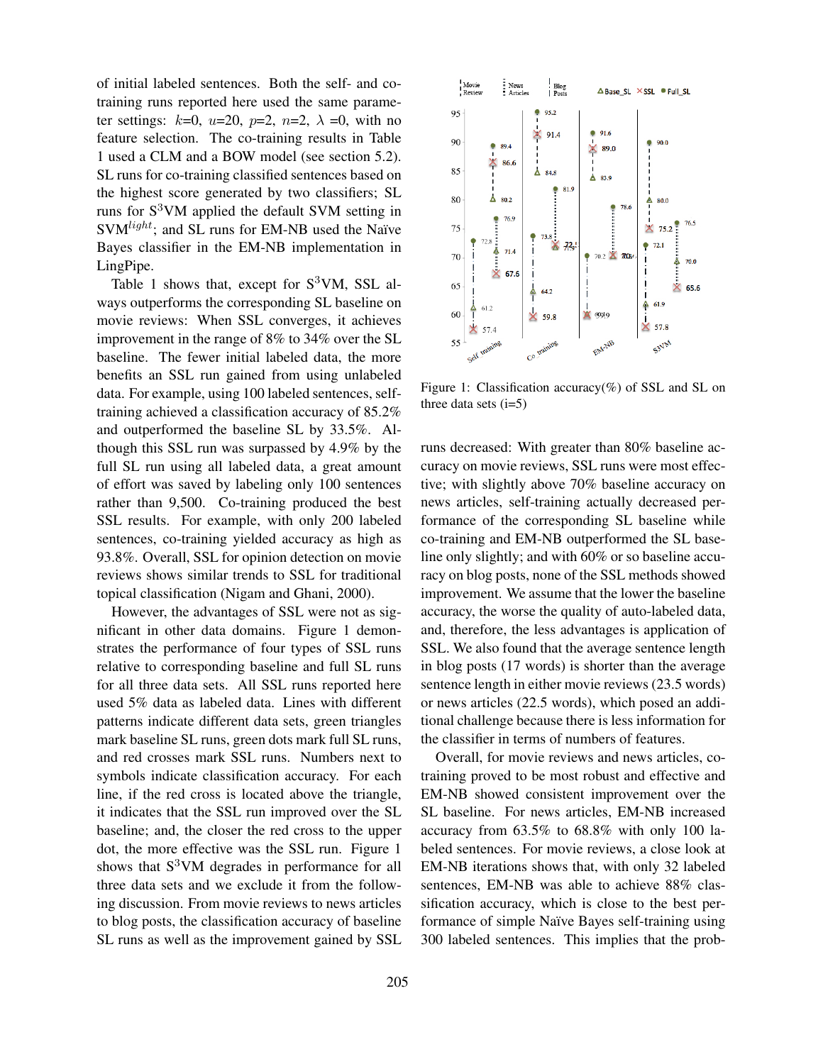of initial labeled sentences. Both the self- and co-training runs reported here used the same parameter settings: $k$=0, $u$=20, $p$=2, $n$=2, $\lambda$ =0, with no feature selection. The co-training results in Table 1 used a CLM and a BOW model (see section 5.2). SL runs for co-training classified sentences based on the highest score generated by two classifiers; SL runs for S$^3$VM applied the default SVM setting in SVM$^{light}$; and SL runs for EM-NB used the Naïve Bayes classifier in the EM-NB implementation in LingPipe.

Table 1 shows that, except for S$^3$VM, SSL always outperforms the corresponding SL baseline on movie reviews: When SSL converges, it achieves improvement in the range of 8% to 34% over the SL baseline. The fewer initial labeled data, the more benefits an SSL run gained from using unlabeled data. For example, using 100 labeled sentences, self-training achieved a classification accuracy of 85.2% and outperformed the baseline SL by 33.5%. Although this SSL run was surpassed by 4.9% by the full SL run using all labeled data, a great amount of effort was saved by labeling only 100 sentences rather than 9,500. Co-training produced the best SSL results. For example, with only 200 labeled sentences, co-training yielded accuracy as high as 93.8%. Overall, SSL for opinion detection on movie reviews shows similar trends to SSL for traditional topical classification (Nigam and Ghani, 2000).

However, the advantages of SSL were not as significant in other data domains. Figure 1 demonstrates the performance of four types of SSL runs relative to corresponding baseline and full SL runs for all three data sets. All SSL runs reported here used 5% data as labeled data. Lines with different patterns indicate different data sets, green triangles mark baseline SL runs, green dots mark full SL runs, and red crosses mark SSL runs. Numbers next to symbols indicate classification accuracy. For each line, if the red cross is located above the triangle, it indicates that the SSL run improved over the SL baseline; and, the closer the red cross to the upper dot, the more effective was the SSL run. Figure 1 shows that S$^3$VM degrades in performance for all three data sets and we exclude it from the following discussion. From movie reviews to news articles to blog posts, the classification accuracy of baseline SL runs as well as the improvement gained by SSL runs decreased: With greater than 80% baseline accuracy on movie reviews, SSL runs were most effective; with slightly above 70% baseline accuracy on news articles, self-training actually decreased performance of the corresponding SL baseline while co-training and EM-NB outperformed the SL baseline only slightly; and with 60% or so baseline accuracy on blog posts, none of the SSL methods showed improvement. We assume that the lower the baseline accuracy, the worse the quality of auto-labeled data, and, therefore, the less advantages is application of SSL. We also found that the average sentence length in blog posts (17 words) is shorter than the average sentence length in either movie reviews (23.5 words) or news articles (22.5 words), which posed an additional challenge because there is less information for the classifier in terms of numbers of features.

Figure 1: Classification accuracy(%) of SSL and SL on three data sets (i=5)

Overall, for movie reviews and news articles, co-training proved to be most robust and effective and EM-NB showed consistent improvement over the SL baseline. For news articles, EM-NB increased accuracy from 63.5% to 68.8% with only 100 labeled sentences. For movie reviews, a close look at EM-NB iterations shows that, with only 32 labeled sentences, EM-NB was able to achieve 88% classification accuracy, which is close to the best performance of simple Naïve Bayes self-training using 300 labeled sentences. This implies that the prob-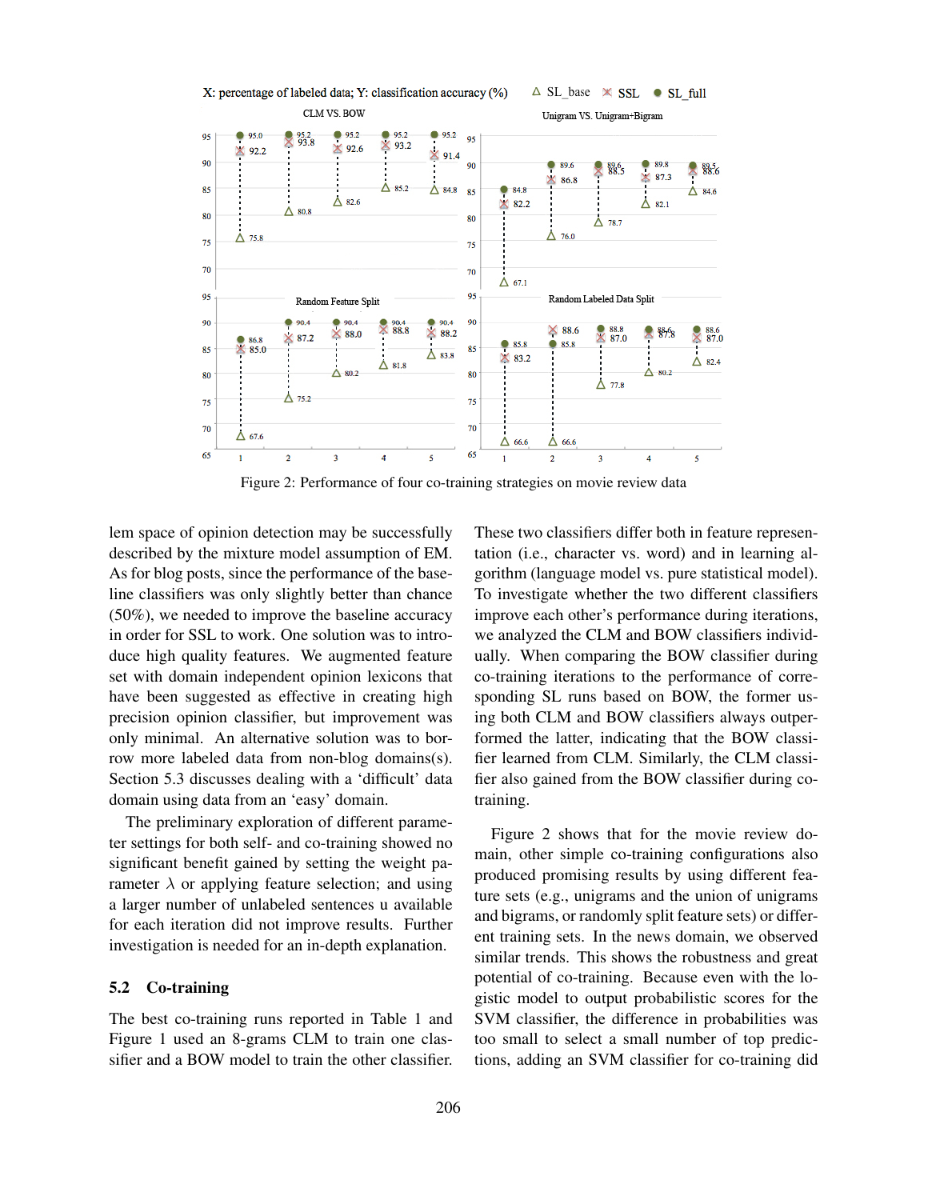Figure 2: Performance of four co-training strategies on movie review data

lem space of opinion detection may be successfully described by the mixture model assumption of EM. As for blog posts, since the performance of the baseline classifiers was only slightly better than chance (50%), we needed to improve the baseline accuracy in order for SSL to work. One solution was to introduce high quality features. We augmented feature set with domain independent opinion lexicons that have been suggested as effective in creating high precision opinion classifier, but improvement was only minimal. An alternative solution was to borrow more labeled data from non-blog domains(s). Section 5.3 discusses dealing with a ‘difficult’ data domain using data from an ‘easy’ domain.

The preliminary exploration of different parameter settings for both self- and co-training showed no significant benefit gained by setting the weight parameter $\lambda$ or applying feature selection; and using a larger number of unlabeled sentences u available for each iteration did not improve results. Further investigation is needed for an in-depth explanation.

## 5.2 Co-training

The best co-training runs reported in Table 1 and Figure 1 used an 8-grams CLM to train one classifier and a BOW model to train the other classifier. These two classifiers differ both in feature representation (i.e., character vs. word) and in learning algorithm (language model vs. pure statistical model). To investigate whether the two different classifiers improve each other’s performance during iterations, we analyzed the CLM and BOW classifiers individually. When comparing the BOW classifier during co-training iterations to the performance of corresponding SL runs based on BOW, the former using both CLM and BOW classifiers always outperformed the latter, indicating that the BOW classifier learned from CLM. Similarly, the CLM classifier also gained from the BOW classifier during co-training.

Figure 2 shows that for the movie review domain, other simple co-training configurations also produced promising results by using different feature sets (e.g., unigrams and the union of unigrams and bigrams, or randomly split feature sets) or different training sets. In the news domain, we observed similar trends. This shows the robustness and great potential of co-training. Because even with the logistic model to output probabilistic scores for the SVM classifier, the difference in probabilities was too small to select a small number of top predictions, adding an SVM classifier for co-training did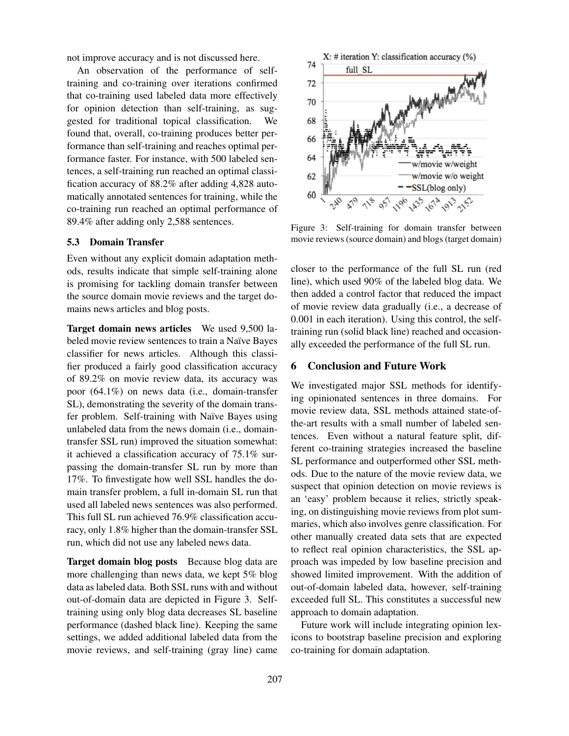not improve accuracy and is not discussed here.

An observation of the performance of self-training and co-training over iterations confirmed that co-training used labeled data more effectively for opinion detection than self-training, as suggested for traditional topical classification. We found that, overall, co-training produces better performance than self-training and reaches optimal performance faster. For instance, with 500 labeled sentences, a self-training run reached an optimal classification accuracy of 88.2% after adding 4,828 automatically annotated sentences for training, while the co-training run reached an optimal performance of 89.4% after adding only 2,588 sentences.

### 5.3 Domain Transfer

Even without any explicit domain adaptation methods, results indicate that simple self-training alone is promising for tackling domain transfer between the source domain movie reviews and the target domains news articles and blog posts.

**Target domain news articles** We used 9,500 labeled movie review sentences to train a Naïve Bayes classifier for news articles. Although this classifier produced a fairly good classification accuracy of 89.2% on movie review data, its accuracy was poor (64.1%) on news data (i.e., domain-transfer SL), demonstrating the severity of the domain transfer problem. Self-training with Naïve Bayes using unlabeled data from the news domain (i.e., domain-transfer SSL run) improved the situation somewhat: it achieved a classification accuracy of 75.1% surpassing the domain-transfer SL run by more than 17%. To finvestigate how well SSL handles the domain transfer problem, a full in-domain SL run that used all labeled news sentences was also performed. This full SL run achieved 76.9% classification accuracy, only 1.8% higher than the domain-transfer SSL run, which did not use any labeled news data.

**Target domain blog posts** Because blog data are more challenging than news data, we kept 5% blog data as labeled data. Both SSL runs with and without out-of-domain data are depicted in Figure 3. Self-training using only blog data decreases SL baseline performance (dashed black line). Keeping the same settings, we added additional labeled data from the movie reviews, and self-training (gray line) came closer to the performance of the full SL run (red line), which used 90% of the labeled blog data. We then added a control factor that reduced the impact of movie review data gradually (i.e., a decrease of 0.001 in each iteration). Using this control, the self-training run (solid black line) reached and occasionally exceeded the performance of the full SL run.

Figure 3: Self-training for domain transfer between movie reviews (source domain) and blogs (target domain)

## 6 Conclusion and Future Work

We investigated major SSL methods for identifying opinionated sentences in three domains. For movie review data, SSL methods attained state-of-the-art results with a small number of labeled sentences. Even without a natural feature split, different co-training strategies increased the baseline SL performance and outperformed other SSL methods. Due to the nature of the movie review data, we suspect that opinion detection on movie reviews is an 'easy' problem because it relies, strictly speaking, on distinguishing movie reviews from plot summaries, which also involves genre classification. For other manually created data sets that are expected to reflect real opinion characteristics, the SSL approach was impeded by low baseline precision and showed limited improvement. With the addition of out-of-domain labeled data, however, self-training exceeded full SL. This constitutes a successful new approach to domain adaptation.

Future work will include integrating opinion lexicons to bootstrap baseline precision and exploring co-training for domain adaptation.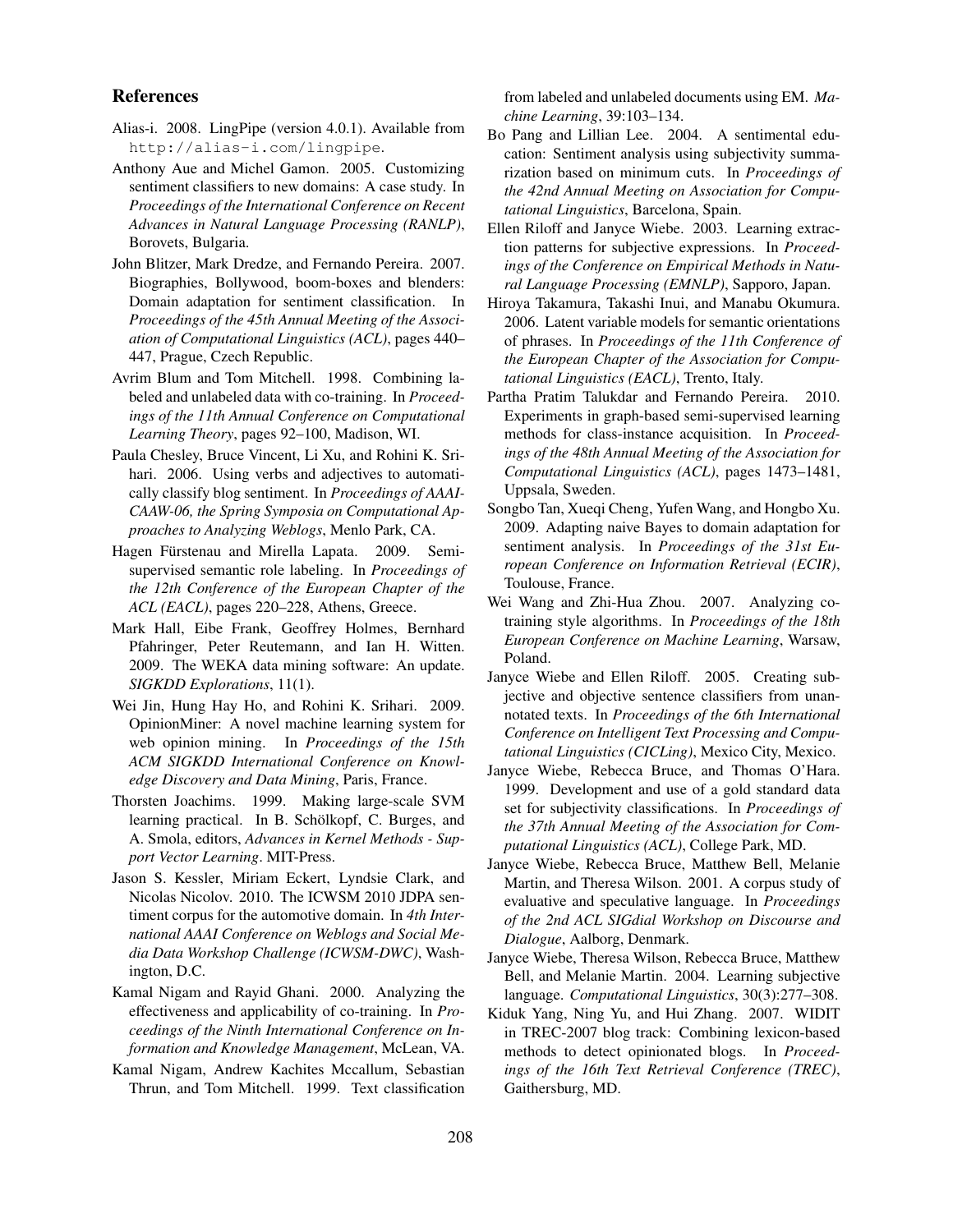## References

Alias-i. 2008. LingPipe (version 4.0.1). Available from http://alias-i.com/lingpipe.

Anthony Aue and Michel Gamon. 2005. Customizing sentiment classifiers to new domains: A case study. In *Proceedings of the International Conference on Recent Advances in Natural Language Processing (RANLP)*, Borovets, Bulgaria.

John Blitzer, Mark Dredze, and Fernando Pereira. 2007. Biographies, Bollywood, boom-boxes and blenders: Domain adaptation for sentiment classification. In *Proceedings of the 45th Annual Meeting of the Association of Computational Linguistics (ACL)*, pages 440–447, Prague, Czech Republic.

Avrim Blum and Tom Mitchell. 1998. Combining labeled and unlabeled data with co-training. In *Proceedings of the 11th Annual Conference on Computational Learning Theory*, pages 92–100, Madison, WI.

Paula Chesley, Bruce Vincent, Li Xu, and Rohini K. Srihari. 2006. Using verbs and adjectives to automatically classify blog sentiment. In *Proceedings of AAAI-CAAW-06, the Spring Symposia on Computational Approaches to Analyzing Weblogs*, Menlo Park, CA.

Hagen Fürstenau and Mirella Lapata. 2009. Semi-supervised semantic role labeling. In *Proceedings of the 12th Conference of the European Chapter of the ACL (EACL)*, pages 220–228, Athens, Greece.

Mark Hall, Eibe Frank, Geoffrey Holmes, Bernhard Pfahringer, Peter Reutemann, and Ian H. Witten. 2009. The WEKA data mining software: An update. *SIGKDD Explorations*, 11(1).

Wei Jin, Hung Hay Ho, and Rohini K. Srihari. 2009. OpinionMiner: A novel machine learning system for web opinion mining. In *Proceedings of the 15th ACM SIGKDD International Conference on Knowledge Discovery and Data Mining*, Paris, France.

Thorsten Joachims. 1999. Making large-scale SVM learning practical. In B. Schölkopf, C. Burges, and A. Smola, editors, *Advances in Kernel Methods - Support Vector Learning*. MIT-Press.

Jason S. Kessler, Miriam Eckert, Lyndsie Clark, and Nicolas Nicolov. 2010. The ICWSM 2010 JDPA sentiment corpus for the automotive domain. In *4th International AAAI Conference on Weblogs and Social Media Data Workshop Challenge (ICWSM-DWC)*, Washington, D.C.

Kamal Nigam and Rayid Ghani. 2000. Analyzing the effectiveness and applicability of co-training. In *Proceedings of the Ninth International Conference on Information and Knowledge Management*, McLean, VA.

Kamal Nigam, Andrew Kachites Mccallum, Sebastian Thrun, and Tom Mitchell. 1999. Text classification from labeled and unlabeled documents using EM. *Machine Learning*, 39:103–134.

Bo Pang and Lillian Lee. 2004. A sentimental education: Sentiment analysis using subjectivity summarization based on minimum cuts. In *Proceedings of the 42nd Annual Meeting on Association for Computational Linguistics*, Barcelona, Spain.

Ellen Riloff and Janyce Wiebe. 2003. Learning extraction patterns for subjective expressions. In *Proceedings of the Conference on Empirical Methods in Natural Language Processing (EMNLP)*, Sapporo, Japan.

Hiroya Takamura, Takashi Inui, and Manabu Okumura. 2006. Latent variable models for semantic orientations of phrases. In *Proceedings of the 11th Conference of the European Chapter of the Association for Computational Linguistics (EACL)*, Trento, Italy.

Partha Pratim Talukdar and Fernando Pereira. 2010. Experiments in graph-based semi-supervised learning methods for class-instance acquisition. In *Proceedings of the 48th Annual Meeting of the Association for Computational Linguistics (ACL)*, pages 1473–1481, Uppsala, Sweden.

Songbo Tan, Xueqi Cheng, Yufen Wang, and Hongbo Xu. 2009. Adapting naive Bayes to domain adaptation for sentiment analysis. In *Proceedings of the 31st European Conference on Information Retrieval (ECIR)*, Toulouse, France.

Wei Wang and Zhi-Hua Zhou. 2007. Analyzing co-training style algorithms. In *Proceedings of the 18th European Conference on Machine Learning*, Warsaw, Poland.

Janyce Wiebe and Ellen Riloff. 2005. Creating subjective and objective sentence classifiers from unannotated texts. In *Proceedings of the 6th International Conference on Intelligent Text Processing and Computational Linguistics (CICLing)*, Mexico City, Mexico.

Janyce Wiebe, Rebecca Bruce, and Thomas O'Hara. 1999. Development and use of a gold standard data set for subjectivity classifications. In *Proceedings of the 37th Annual Meeting of the Association for Computational Linguistics (ACL)*, College Park, MD.

Janyce Wiebe, Rebecca Bruce, Matthew Bell, Melanie Martin, and Theresa Wilson. 2001. A corpus study of evaluative and speculative language. In *Proceedings of the 2nd ACL SIGdial Workshop on Discourse and Dialogue*, Aalborg, Denmark.

Janyce Wiebe, Theresa Wilson, Rebecca Bruce, Matthew Bell, and Melanie Martin. 2004. Learning subjective language. *Computational Linguistics*, 30(3):277–308.

Kiduk Yang, Ning Yu, and Hui Zhang. 2007. WIDIT in TREC-2007 blog track: Combining lexicon-based methods to detect opinionated blogs. In *Proceedings of the 16th Text Retrieval Conference (TREC)*, Gaithersburg, MD.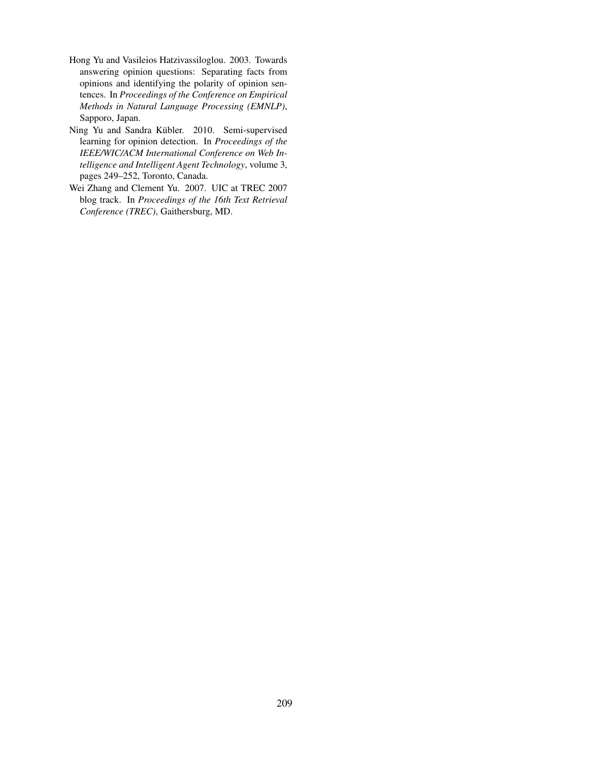Hong Yu and Vasileios Hatzivassiloglou. 2003. Towards answering opinion questions: Separating facts from opinions and identifying the polarity of opinion sentences. In *Proceedings of the Conference on Empirical Methods in Natural Language Processing (EMNLP)*, Sapporo, Japan.

Ning Yu and Sandra Kübler. 2010. Semi-supervised learning for opinion detection. In *Proceedings of the IEEE/WIC/ACM International Conference on Web Intelligence and Intelligent Agent Technology*, volume 3, pages 249–252, Toronto, Canada.

Wei Zhang and Clement Yu. 2007. UIC at TREC 2007 blog track. In *Proceedings of the 16th Text Retrieval Conference (TREC)*, Gaithersburg, MD.